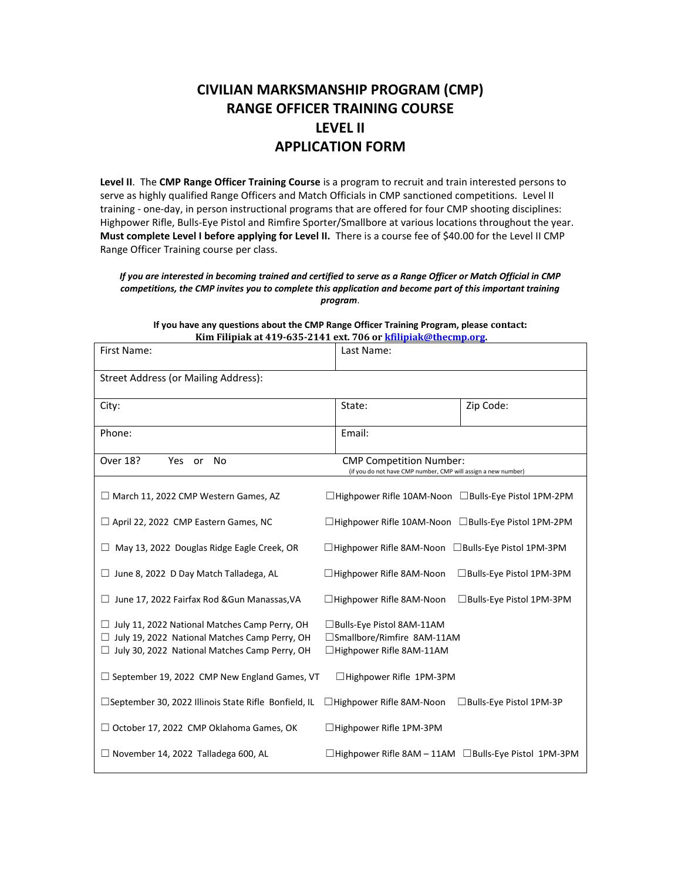# CIVILIAN MARKSMANSHIP PROGRAM (CMP)
# RANGE OFFICER TRAINING COURSE
# LEVEL II
# APPLICATION FORM

**Level II**. The **CMP Range Officer Training Course** is a program to recruit and train interested persons to serve as highly qualified Range Officers and Match Officials in CMP sanctioned competitions. Level II training - one-day, in person instructional programs that are offered for four CMP shooting disciplines: Highpower Rifle, Bulls-Eye Pistol and Rimfire Sporter/Smallbore at various locations throughout the year. **Must complete Level I before applying for Level II.** There is a course fee of $40.00 for the Level II CMP Range Officer Training course per class.

***If you are interested in becoming trained and certified to serve as a Range Officer or Match Official in CMP competitions, the CMP invites you to complete this application and become part of this important training program.***

**If you have any questions about the CMP Range Officer Training Program, please contact:**
**Kim Filipiak at 419-635-2141 ext. 706 or [kfilipiak@thecmp.org](mailto:kfilipiak@thecmp.org).**

| First Name: | Last Name: | |
|---|---|---|
| Street Address (or Mailing Address): | | |
| City: | State: | Zip Code: |
| Phone: | Email: | |
| Over 18? Yes or No | CMP Competition Number: (if you do not have CMP number, CMP will assign a new number) | |

| Date / Event | Discipline | |
|---|---|---|
| ☐ March 11, 2022 CMP Western Games, AZ | ☐Highpower Rifle 10AM-Noon | ☐Bulls-Eye Pistol 1PM-2PM |
| ☐ April 22, 2022 CMP Eastern Games, NC | ☐Highpower Rifle 10AM-Noon | ☐Bulls-Eye Pistol 1PM-2PM |
| ☐ May 13, 2022 Douglas Ridge Eagle Creek, OR | ☐Highpower Rifle 8AM-Noon | ☐Bulls-Eye Pistol 1PM-3PM |
| ☐ June 8, 2022 D Day Match Talladega, AL | ☐Highpower Rifle 8AM-Noon | ☐Bulls-Eye Pistol 1PM-3PM |
| ☐ June 17, 2022 Fairfax Rod &Gun Manassas,VA | ☐Highpower Rifle 8AM-Noon | ☐Bulls-Eye Pistol 1PM-3PM |
| ☐ July 11, 2022 National Matches Camp Perry, OH | ☐Bulls-Eye Pistol 8AM-11AM | |
| ☐ July 19, 2022 National Matches Camp Perry, OH | ☐Smallbore/Rimfire 8AM-11AM | |
| ☐ July 30, 2022 National Matches Camp Perry, OH | ☐Highpower Rifle 8AM-11AM | |
| ☐ September 19, 2022 CMP New England Games, VT | ☐Highpower Rifle 1PM-3PM | |
| ☐September 30, 2022 Illinois State Rifle Bonfield, IL | ☐Highpower Rifle 8AM-Noon | ☐Bulls-Eye Pistol 1PM-3P |
| ☐ October 17, 2022 CMP Oklahoma Games, OK | ☐Highpower Rifle 1PM-3PM | |
| ☐ November 14, 2022 Talladega 600, AL | ☐Highpower Rifle 8AM – 11AM | ☐Bulls-Eye Pistol 1PM-3PM |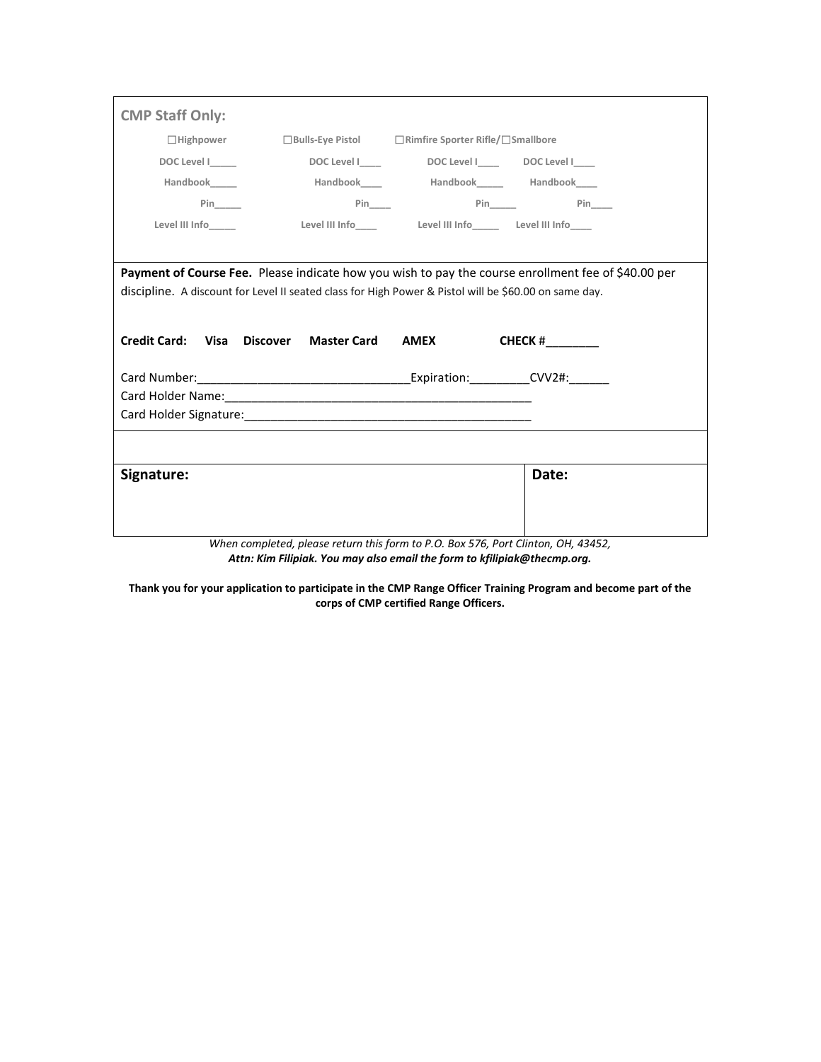## CMP Staff Only:

| ☐Highpower | ☐Bulls-Eye Pistol | ☐Rimfire Sporter Rifle/☐Smallbore | |
|---|---|---|---|
| DOC Level I_____ | DOC Level I____ | DOC Level I____ | DOC Level I____ |
| Handbook_____ | Handbook____ | Handbook_____ | Handbook____ |
| Pin_____ | Pin____ | Pin_____ | Pin____ |
| Level III Info_____ | Level III Info____ | Level III Info_____ | Level III Info____ |

**Payment of Course Fee.** Please indicate how you wish to pay the course enrollment fee of $40.00 per discipline. A discount for Level II seated class for High Power & Pistol will be $60.00 on same day.

**Credit Card: Visa Discover Master Card AMEX** **CHECK #________**

Card Number:_______________________________Expiration:_________CVV2#:______
Card Holder Name:_______________________________________________
Card Holder Signature:____________________________________________

| **Signature:** | **Date:** |
|---|---|
| | |

*When completed, please return this form to P.O. Box 576, Port Clinton, OH, 43452,*
***Attn: Kim Filipiak. You may also email the form to kfilipiak@thecmp.org.***

**Thank you for your application to participate in the CMP Range Officer Training Program and become part of the corps of CMP certified Range Officers.**